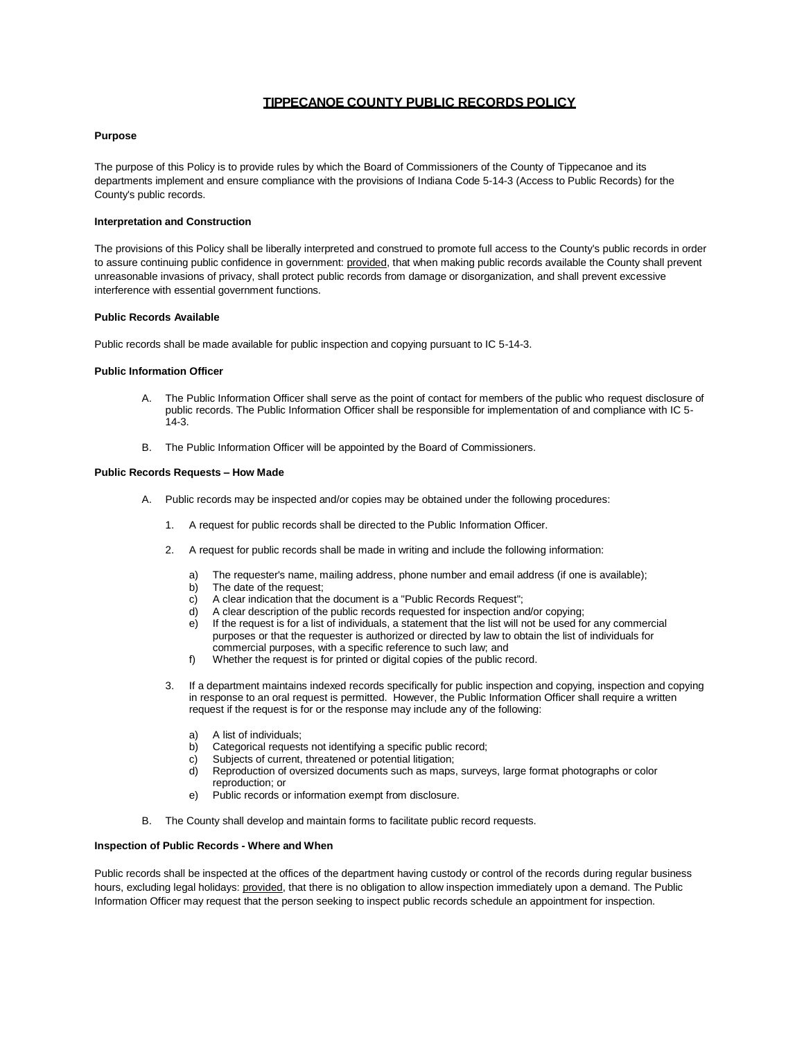# TIPPECANOE COUNTY PUBLIC RECORDS POLICY

**Purpose**

The purpose of this Policy is to provide rules by which the Board of Commissioners of the County of Tippecanoe and its departments implement and ensure compliance with the provisions of Indiana Code 5-14-3 (Access to Public Records) for the County's public records.

**Interpretation and Construction**

The provisions of this Policy shall be liberally interpreted and construed to promote full access to the County's public records in order to assure continuing public confidence in government: provided, that when making public records available the County shall prevent unreasonable invasions of privacy, shall protect public records from damage or disorganization, and shall prevent excessive interference with essential government functions.

**Public Records Available**

Public records shall be made available for public inspection and copying pursuant to IC 5-14-3.

**Public Information Officer**

A. The Public Information Officer shall serve as the point of contact for members of the public who request disclosure of public records. The Public Information Officer shall be responsible for implementation of and compliance with IC 5-14-3.

B. The Public Information Officer will be appointed by the Board of Commissioners.

**Public Records Requests – How Made**

A. Public records may be inspected and/or copies may be obtained under the following procedures:

   1. A request for public records shall be directed to the Public Information Officer.

   2. A request for public records shall be made in writing and include the following information:

      a) The requester's name, mailing address, phone number and email address (if one is available);
      b) The date of the request;
      c) A clear indication that the document is a "Public Records Request";
      d) A clear description of the public records requested for inspection and/or copying;
      e) If the request is for a list of individuals, a statement that the list will not be used for any commercial purposes or that the requester is authorized or directed by law to obtain the list of individuals for commercial purposes, with a specific reference to such law; and
      f) Whether the request is for printed or digital copies of the public record.

   3. If a department maintains indexed records specifically for public inspection and copying, inspection and copying in response to an oral request is permitted. However, the Public Information Officer shall require a written request if the request is for or the response may include any of the following:

      a) A list of individuals;
      b) Categorical requests not identifying a specific public record;
      c) Subjects of current, threatened or potential litigation;
      d) Reproduction of oversized documents such as maps, surveys, large format photographs or color reproduction; or
      e) Public records or information exempt from disclosure.

B. The County shall develop and maintain forms to facilitate public record requests.

**Inspection of Public Records - Where and When**

Public records shall be inspected at the offices of the department having custody or control of the records during regular business hours, excluding legal holidays: provided, that there is no obligation to allow inspection immediately upon a demand. The Public Information Officer may request that the person seeking to inspect public records schedule an appointment for inspection.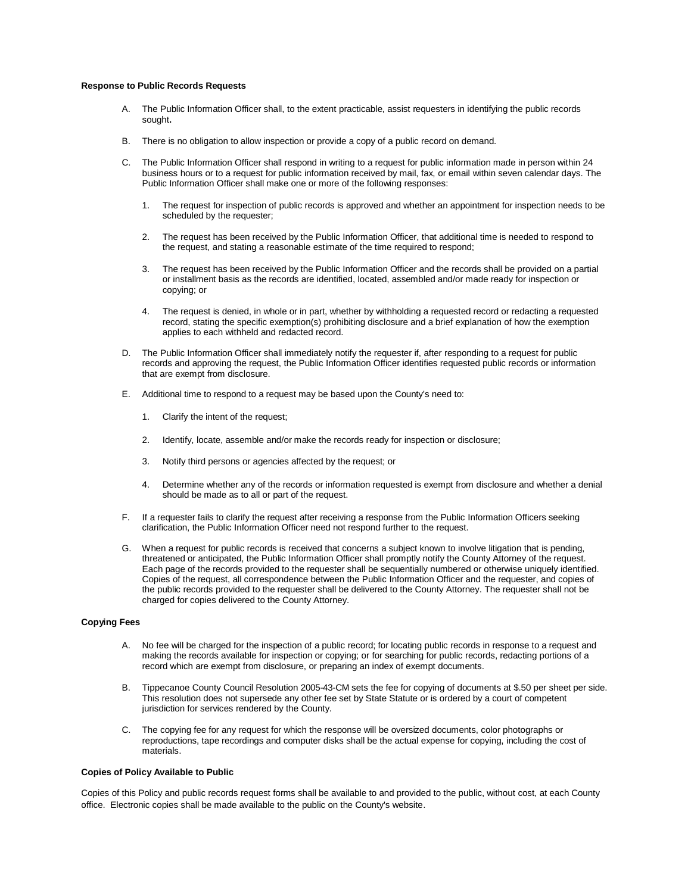**Response to Public Records Requests**

A. The Public Information Officer shall, to the extent practicable, assist requesters in identifying the public records sought**.**

B. There is no obligation to allow inspection or provide a copy of a public record on demand.

C. The Public Information Officer shall respond in writing to a request for public information made in person within 24 business hours or to a request for public information received by mail, fax, or email within seven calendar days. The Public Information Officer shall make one or more of the following responses:

   1. The request for inspection of public records is approved and whether an appointment for inspection needs to be scheduled by the requester;

   2. The request has been received by the Public Information Officer, that additional time is needed to respond to the request, and stating a reasonable estimate of the time required to respond;

   3. The request has been received by the Public Information Officer and the records shall be provided on a partial or installment basis as the records are identified, located, assembled and/or made ready for inspection or copying; or

   4. The request is denied, in whole or in part, whether by withholding a requested record or redacting a requested record, stating the specific exemption(s) prohibiting disclosure and a brief explanation of how the exemption applies to each withheld and redacted record.

D. The Public Information Officer shall immediately notify the requester if, after responding to a request for public records and approving the request, the Public Information Officer identifies requested public records or information that are exempt from disclosure.

E. Additional time to respond to a request may be based upon the County's need to:

   1. Clarify the intent of the request;

   2. Identify, locate, assemble and/or make the records ready for inspection or disclosure;

   3. Notify third persons or agencies affected by the request; or

   4. Determine whether any of the records or information requested is exempt from disclosure and whether a denial should be made as to all or part of the request.

F. If a requester fails to clarify the request after receiving a response from the Public Information Officers seeking clarification, the Public Information Officer need not respond further to the request.

G. When a request for public records is received that concerns a subject known to involve litigation that is pending, threatened or anticipated, the Public Information Officer shall promptly notify the County Attorney of the request. Each page of the records provided to the requester shall be sequentially numbered or otherwise uniquely identified. Copies of the request, all correspondence between the Public Information Officer and the requester, and copies of the public records provided to the requester shall be delivered to the County Attorney. The requester shall not be charged for copies delivered to the County Attorney.

**Copying Fees**

A. No fee will be charged for the inspection of a public record; for locating public records in response to a request and making the records available for inspection or copying; or for searching for public records, redacting portions of a record which are exempt from disclosure, or preparing an index of exempt documents.

B. Tippecanoe County Council Resolution 2005-43-CM sets the fee for copying of documents at $.50 per sheet per side. This resolution does not supersede any other fee set by State Statute or is ordered by a court of competent jurisdiction for services rendered by the County.

C. The copying fee for any request for which the response will be oversized documents, color photographs or reproductions, tape recordings and computer disks shall be the actual expense for copying, including the cost of materials.

**Copies of Policy Available to Public**

Copies of this Policy and public records request forms shall be available to and provided to the public, without cost, at each County office. Electronic copies shall be made available to the public on the County's website.